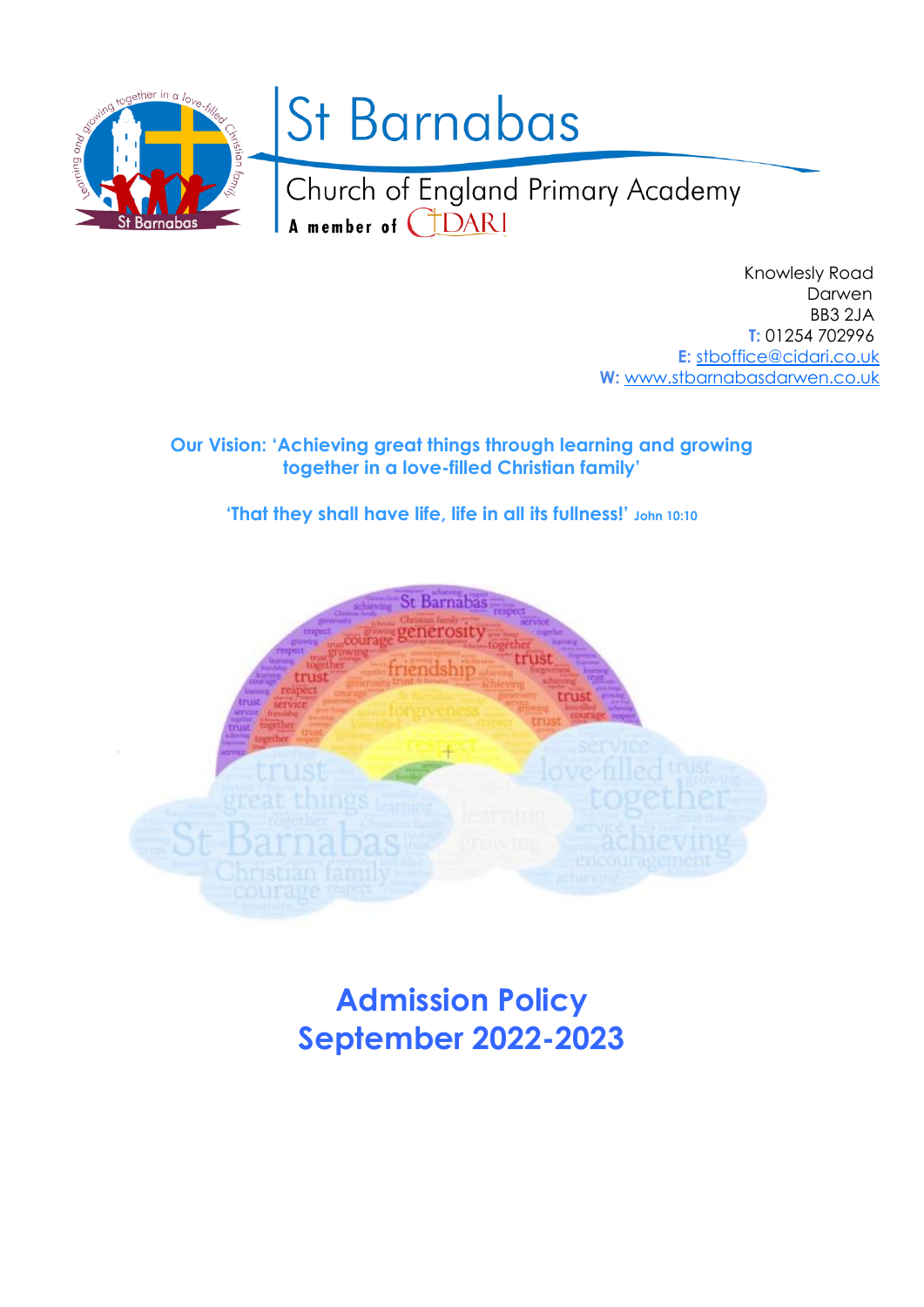# St Barnabas

Church of England Primary Academy

A member of CIDARI

Knowlesly Road
Darwen
BB3 2JA
**T:** 01254 702996
**E:** stboffice@cidari.co.uk
**W:** www.stbarnabasdarwen.co.uk

**Our Vision: 'Achieving great things through learning and growing together in a love-filled Christian family'**

**'That they shall have life, life in all its fullness!'** John 10:10

# Admission Policy
# September 2022-2023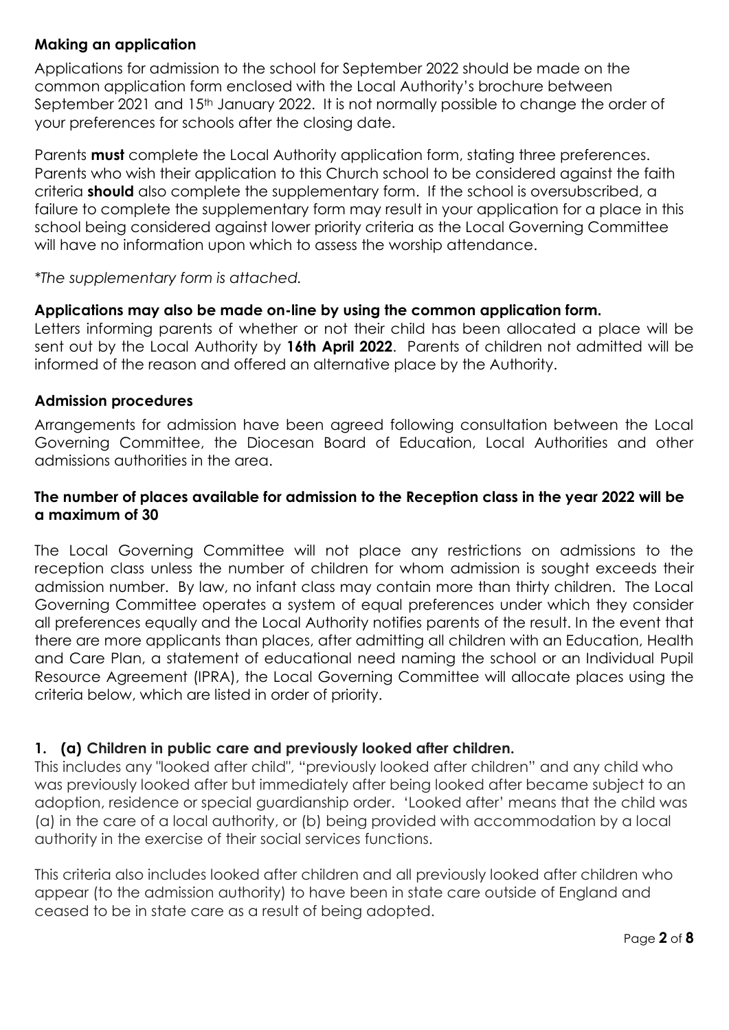### Making an application

Applications for admission to the school for September 2022 should be made on the common application form enclosed with the Local Authority's brochure between September 2021 and 15th January 2022. It is not normally possible to change the order of your preferences for schools after the closing date.

Parents **must** complete the Local Authority application form, stating three preferences. Parents who wish their application to this Church school to be considered against the faith criteria **should** also complete the supplementary form. If the school is oversubscribed, a failure to complete the supplementary form may result in your application for a place in this school being considered against lower priority criteria as the Local Governing Committee will have no information upon which to assess the worship attendance.

*\*The supplementary form is attached.*

**Applications may also be made on-line by using the common application form.**

Letters informing parents of whether or not their child has been allocated a place will be sent out by the Local Authority by **16th April 2022**. Parents of children not admitted will be informed of the reason and offered an alternative place by the Authority.

### Admission procedures

Arrangements for admission have been agreed following consultation between the Local Governing Committee, the Diocesan Board of Education, Local Authorities and other admissions authorities in the area.

**The number of places available for admission to the Reception class in the year 2022 will be a maximum of 30**

The Local Governing Committee will not place any restrictions on admissions to the reception class unless the number of children for whom admission is sought exceeds their admission number. By law, no infant class may contain more than thirty children. The Local Governing Committee operates a system of equal preferences under which they consider all preferences equally and the Local Authority notifies parents of the result. In the event that there are more applicants than places, after admitting all children with an Education, Health and Care Plan, a statement of educational need naming the school or an Individual Pupil Resource Agreement (IPRA), the Local Governing Committee will allocate places using the criteria below, which are listed in order of priority.

**1. (a) Children in public care and previously looked after children.**

This includes any "looked after child", "previously looked after children" and any child who was previously looked after but immediately after being looked after became subject to an adoption, residence or special guardianship order. 'Looked after' means that the child was (a) in the care of a local authority, or (b) being provided with accommodation by a local authority in the exercise of their social services functions.

This criteria also includes looked after children and all previously looked after children who appear (to the admission authority) to have been in state care outside of England and ceased to be in state care as a result of being adopted.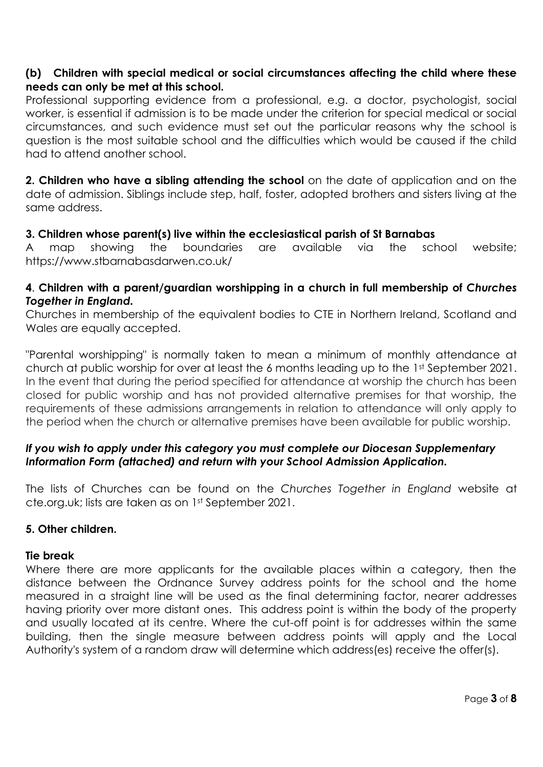**(b) Children with special medical or social circumstances affecting the child where these needs can only be met at this school.**

Professional supporting evidence from a professional, e.g. a doctor, psychologist, social worker, is essential if admission is to be made under the criterion for special medical or social circumstances, and such evidence must set out the particular reasons why the school is question is the most suitable school and the difficulties which would be caused if the child had to attend another school.

**2. Children who have a sibling attending the school** on the date of application and on the date of admission. Siblings include step, half, foster, adopted brothers and sisters living at the same address.

**3. Children whose parent(s) live within the ecclesiastical parish of St Barnabas**

A map showing the boundaries are available via the school website; https://www.stbarnabasdarwen.co.uk/

**4**. **Children with a parent/guardian worshipping in a church in full membership of *Churches Together in England*.**

Churches in membership of the equivalent bodies to CTE in Northern Ireland, Scotland and Wales are equally accepted.

"Parental worshipping" is normally taken to mean a minimum of monthly attendance at church at public worship for over at least the 6 months leading up to the 1st September 2021. In the event that during the period specified for attendance at worship the church has been closed for public worship and has not provided alternative premises for that worship, the requirements of these admissions arrangements in relation to attendance will only apply to the period when the church or alternative premises have been available for public worship.

***If you wish to apply under this category you must complete our Diocesan Supplementary Information Form (attached) and return with your School Admission Application.***

The lists of Churches can be found on the *Churches Together in England* website at cte.org.uk; lists are taken as on 1st September 2021.

**5. Other children.**

**Tie break**

Where there are more applicants for the available places within a category, then the distance between the Ordnance Survey address points for the school and the home measured in a straight line will be used as the final determining factor, nearer addresses having priority over more distant ones. This address point is within the body of the property and usually located at its centre. Where the cut-off point is for addresses within the same building, then the single measure between address points will apply and the Local Authority's system of a random draw will determine which address(es) receive the offer(s).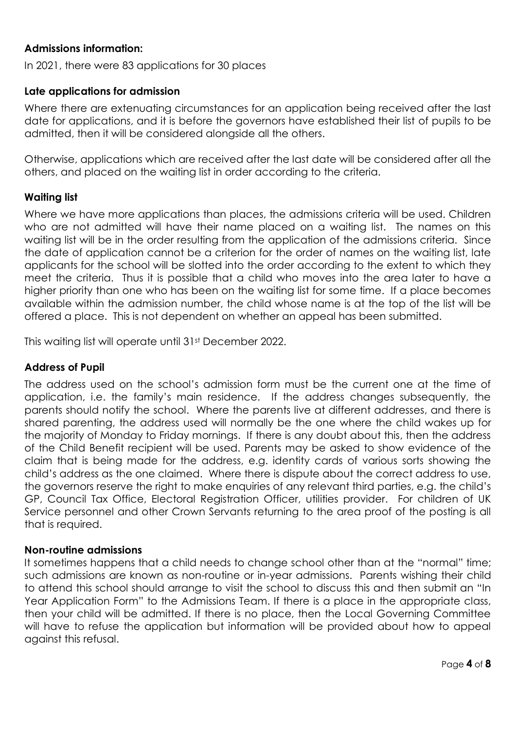**Admissions information:**

In 2021, there were 83 applications for 30 places

**Late applications for admission**

Where there are extenuating circumstances for an application being received after the last date for applications, and it is before the governors have established their list of pupils to be admitted, then it will be considered alongside all the others.

Otherwise, applications which are received after the last date will be considered after all the others, and placed on the waiting list in order according to the criteria.

**Waiting list**

Where we have more applications than places, the admissions criteria will be used. Children who are not admitted will have their name placed on a waiting list. The names on this waiting list will be in the order resulting from the application of the admissions criteria. Since the date of application cannot be a criterion for the order of names on the waiting list, late applicants for the school will be slotted into the order according to the extent to which they meet the criteria. Thus it is possible that a child who moves into the area later to have a higher priority than one who has been on the waiting list for some time. If a place becomes available within the admission number, the child whose name is at the top of the list will be offered a place. This is not dependent on whether an appeal has been submitted.

This waiting list will operate until 31st December 2022.

**Address of Pupil**

The address used on the school's admission form must be the current one at the time of application, i.e. the family's main residence. If the address changes subsequently, the parents should notify the school. Where the parents live at different addresses, and there is shared parenting, the address used will normally be the one where the child wakes up for the majority of Monday to Friday mornings. If there is any doubt about this, then the address of the Child Benefit recipient will be used. Parents may be asked to show evidence of the claim that is being made for the address, e.g. identity cards of various sorts showing the child's address as the one claimed. Where there is dispute about the correct address to use, the governors reserve the right to make enquiries of any relevant third parties, e.g. the child's GP, Council Tax Office, Electoral Registration Officer, utilities provider. For children of UK Service personnel and other Crown Servants returning to the area proof of the posting is all that is required.

**Non-routine admissions**

It sometimes happens that a child needs to change school other than at the "normal" time; such admissions are known as non-routine or in-year admissions. Parents wishing their child to attend this school should arrange to visit the school to discuss this and then submit an "In Year Application Form" to the Admissions Team. If there is a place in the appropriate class, then your child will be admitted. If there is no place, then the Local Governing Committee will have to refuse the application but information will be provided about how to appeal against this refusal.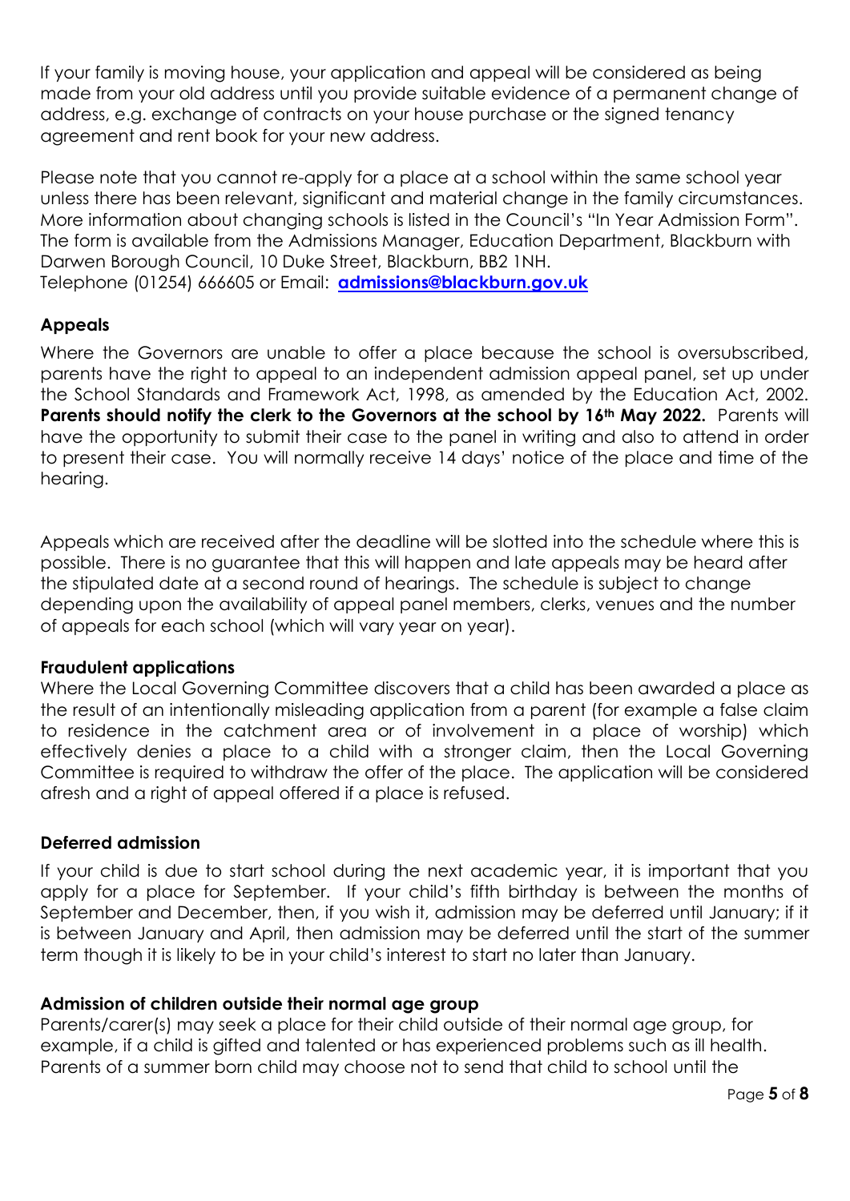If your family is moving house, your application and appeal will be considered as being made from your old address until you provide suitable evidence of a permanent change of address, e.g. exchange of contracts on your house purchase or the signed tenancy agreement and rent book for your new address.

Please note that you cannot re-apply for a place at a school within the same school year unless there has been relevant, significant and material change in the family circumstances. More information about changing schools is listed in the Council's "In Year Admission Form". The form is available from the Admissions Manager, Education Department, Blackburn with Darwen Borough Council, 10 Duke Street, Blackburn, BB2 1NH.
Telephone (01254) 666605 or Email: **admissions@blackburn.gov.uk**

## Appeals

Where the Governors are unable to offer a place because the school is oversubscribed, parents have the right to appeal to an independent admission appeal panel, set up under the School Standards and Framework Act, 1998, as amended by the Education Act, 2002. **Parents should notify the clerk to the Governors at the school by 16th May 2022.** Parents will have the opportunity to submit their case to the panel in writing and also to attend in order to present their case. You will normally receive 14 days' notice of the place and time of the hearing.

Appeals which are received after the deadline will be slotted into the schedule where this is possible. There is no guarantee that this will happen and late appeals may be heard after the stipulated date at a second round of hearings. The schedule is subject to change depending upon the availability of appeal panel members, clerks, venues and the number of appeals for each school (which will vary year on year).

## Fraudulent applications

Where the Local Governing Committee discovers that a child has been awarded a place as the result of an intentionally misleading application from a parent (for example a false claim to residence in the catchment area or of involvement in a place of worship) which effectively denies a place to a child with a stronger claim, then the Local Governing Committee is required to withdraw the offer of the place. The application will be considered afresh and a right of appeal offered if a place is refused.

## Deferred admission

If your child is due to start school during the next academic year, it is important that you apply for a place for September. If your child's fifth birthday is between the months of September and December, then, if you wish it, admission may be deferred until January; if it is between January and April, then admission may be deferred until the start of the summer term though it is likely to be in your child's interest to start no later than January.

## Admission of children outside their normal age group

Parents/carer(s) may seek a place for their child outside of their normal age group, for example, if a child is gifted and talented or has experienced problems such as ill health. Parents of a summer born child may choose not to send that child to school until the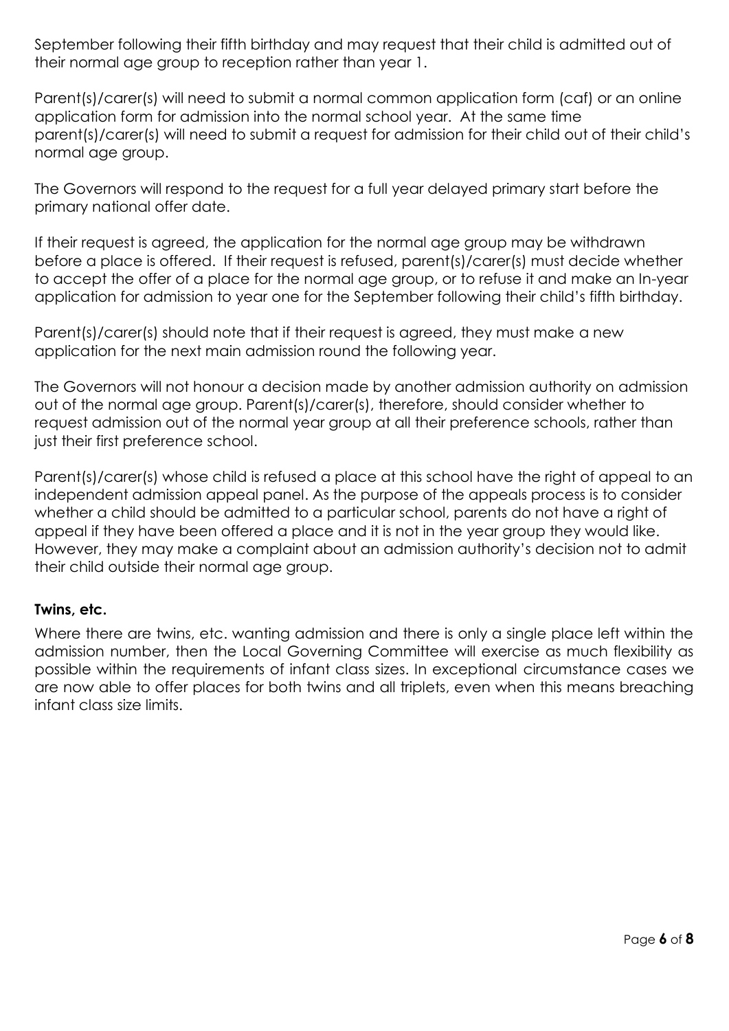September following their fifth birthday and may request that their child is admitted out of their normal age group to reception rather than year 1.

Parent(s)/carer(s) will need to submit a normal common application form (caf) or an online application form for admission into the normal school year. At the same time parent(s)/carer(s) will need to submit a request for admission for their child out of their child's normal age group.

The Governors will respond to the request for a full year delayed primary start before the primary national offer date.

If their request is agreed, the application for the normal age group may be withdrawn before a place is offered. If their request is refused, parent(s)/carer(s) must decide whether to accept the offer of a place for the normal age group, or to refuse it and make an In-year application for admission to year one for the September following their child's fifth birthday.

Parent(s)/carer(s) should note that if their request is agreed, they must make a new application for the next main admission round the following year.

The Governors will not honour a decision made by another admission authority on admission out of the normal age group. Parent(s)/carer(s), therefore, should consider whether to request admission out of the normal year group at all their preference schools, rather than just their first preference school.

Parent(s)/carer(s) whose child is refused a place at this school have the right of appeal to an independent admission appeal panel. As the purpose of the appeals process is to consider whether a child should be admitted to a particular school, parents do not have a right of appeal if they have been offered a place and it is not in the year group they would like. However, they may make a complaint about an admission authority's decision not to admit their child outside their normal age group.

**Twins, etc.**

Where there are twins, etc. wanting admission and there is only a single place left within the admission number, then the Local Governing Committee will exercise as much flexibility as possible within the requirements of infant class sizes. In exceptional circumstance cases we are now able to offer places for both twins and all triplets, even when this means breaching infant class size limits.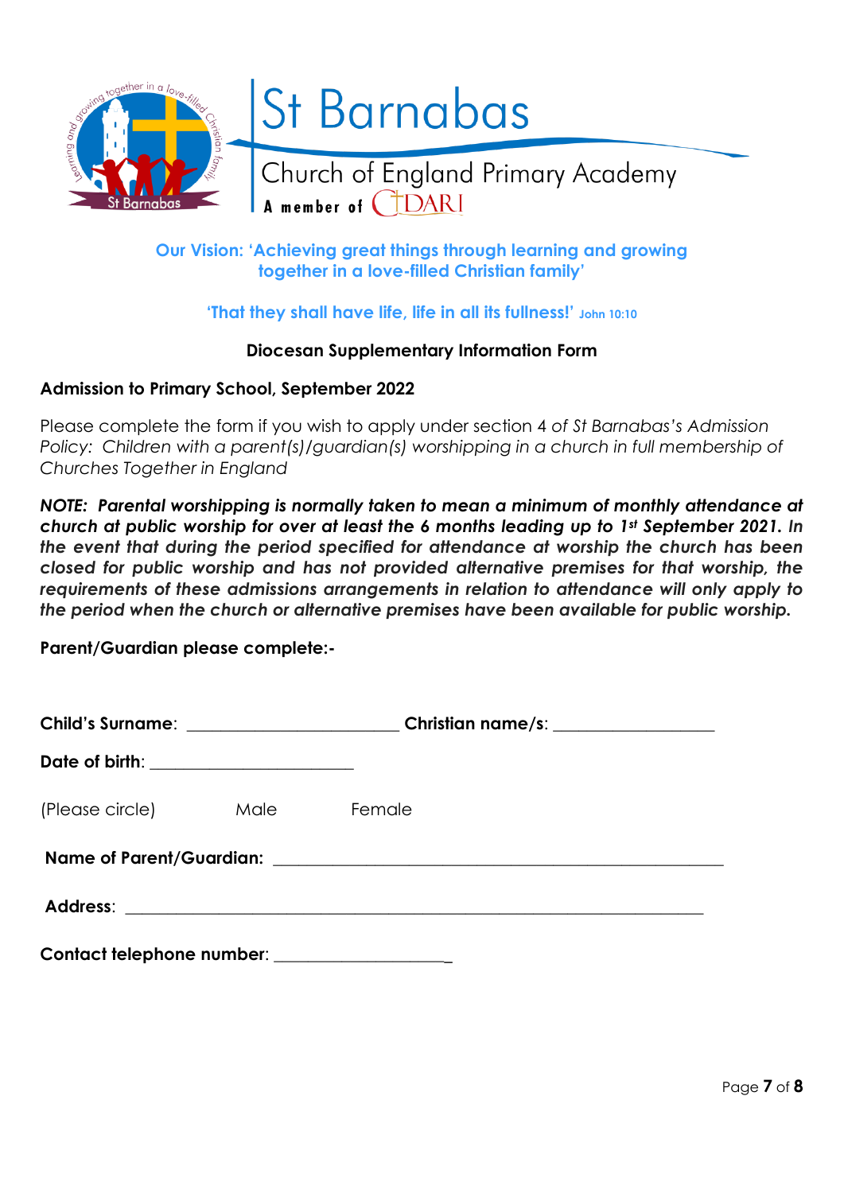# St Barnabas

## Church of England Primary Academy

A member of DARI

**Our Vision: 'Achieving great things through learning and growing together in a love-filled Christian family'**

**'That they shall have life, life in all its fullness!'** John 10:10

**Diocesan Supplementary Information Form**

**Admission to Primary School, September 2022**

Please complete the form if you wish to apply under section 4 of *St Barnabas's Admission Policy: Children with a parent(s)/guardian(s) worshipping in a church in full membership of Churches Together in England*

***NOTE: Parental worshipping is normally taken to mean a minimum of monthly attendance at church at public worship for over at least the 6 months leading up to 1st September 2021. In the event that during the period specified for attendance at worship the church has been closed for public worship and has not provided alternative premises for that worship, the requirements of these admissions arrangements in relation to attendance will only apply to the period when the church or alternative premises have been available for public worship.***

**Parent/Guardian please complete:-**

**Child's Surname**: ________________________ **Christian name/s**: __________________

**Date of birth**: _______________________

(Please circle) Male Female

**Name of Parent/Guardian:** ___________________________________________________

**Address**: _________________________________________________________________

**Contact telephone number**: ____________________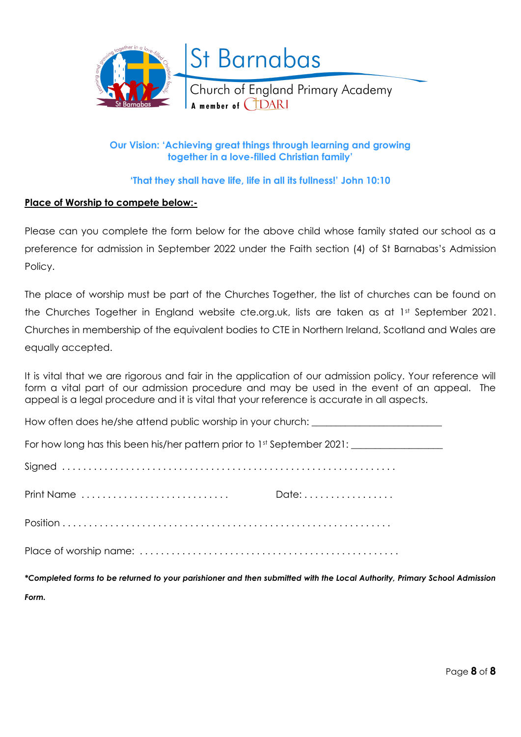St Barnabas

Church of England Primary Academy

A member of DARI

**Our Vision: 'Achieving great things through learning and growing together in a love-filled Christian family'**

**'That they shall have life, life in all its fullness!' John 10:10**

**Place of Worship to compete below:-**

Please can you complete the form below for the above child whose family stated our school as a preference for admission in September 2022 under the Faith section (4) of St Barnabas's Admission Policy.

The place of worship must be part of the Churches Together, the list of churches can be found on the Churches Together in England website cte.org.uk, lists are taken as at 1st September 2021. Churches in membership of the equivalent bodies to CTE in Northern Ireland, Scotland and Wales are equally accepted.

It is vital that we are rigorous and fair in the application of our admission policy. Your reference will form a vital part of our admission procedure and may be used in the event of an appeal. The appeal is a legal procedure and it is vital that your reference is accurate in all aspects.

How often does he/she attend public worship in your church: ___________________________

For how long has this been his/her pattern prior to 1st September 2021: ___________________

Signed . . . . . . . . . . . . . . . . . . . . . . . . . . . . . . . . . . . . . . . . . . . . . . . . . . . . . . . . . . . .

Print Name . . . . . . . . . . . . . . . . . . . . . . . . . . . Date: . . . . . . . . . . . . . . . . .

Position . . . . . . . . . . . . . . . . . . . . . . . . . . . . . . . . . . . . . . . . . . . . . . . . . . . . . . . . . . . .

Place of worship name: . . . . . . . . . . . . . . . . . . . . . . . . . . . . . . . . . . . . . . . . . . . . . . . .

***Completed forms to be returned to your parishioner and then submitted with the Local Authority, Primary School Admission Form.***